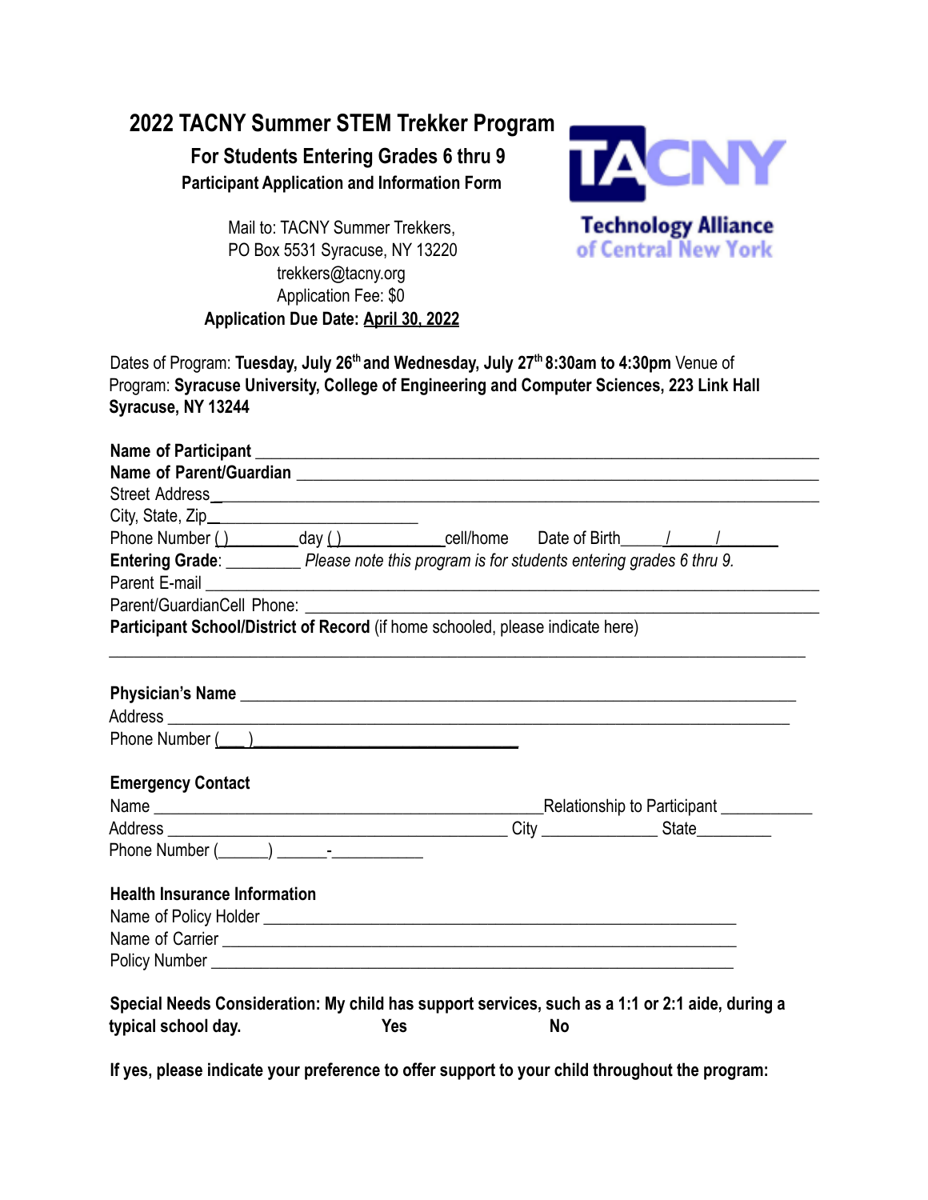# 2022 TACNY Summer STEM Trekker Program

## For Students Entering Grades 6 thru 9

**Participant Application and Information Form**

Mail to: TACNY Summer Trekkers,
PO Box 5531 Syracuse, NY 13220
trekkers@tacny.org
Application Fee: $0
**Application Due Date: April 30, 2022**

Technology Alliance of Central New York

Dates of Program: **Tuesday, July 26th and Wednesday, July 27th 8:30am to 4:30pm** Venue of Program: **Syracuse University, College of Engineering and Computer Sciences, 223 Link Hall Syracuse, NY 13244**

**Name of Participant** ____________________________________________
**Name of Parent/Guardian** ____________________________________________
Street Address____________________________________________
City, State, Zip________________________
Phone Number ( )________day ( )____________cell/home Date of Birth_____/_____/_______
**Entering Grade**: _________ *Please note this program is for students entering grades 6 thru 9.*
Parent E-mail ____________________________________________
Parent/GuardianCell Phone: ____________________________________________
**Participant School/District of Record** (if home schooled, please indicate here)
____________________________________________

**Physician's Name** ____________________________________________
Address ____________________________________________
Phone Number (___)______________________________

**Emergency Contact**
Name ____________________________________Relationship to Participant ___________
Address ________________________________ City _____________ State_________
Phone Number (______) ______-___________

**Health Insurance Information**
Name of Policy Holder ____________________________________________
Name of Carrier ____________________________________________
Policy Number ____________________________________________

**Special Needs Consideration: My child has support services, such as a 1:1 or 2:1 aide, during a typical school day. Yes No**

**If yes, please indicate your preference to offer support to your child throughout the program:**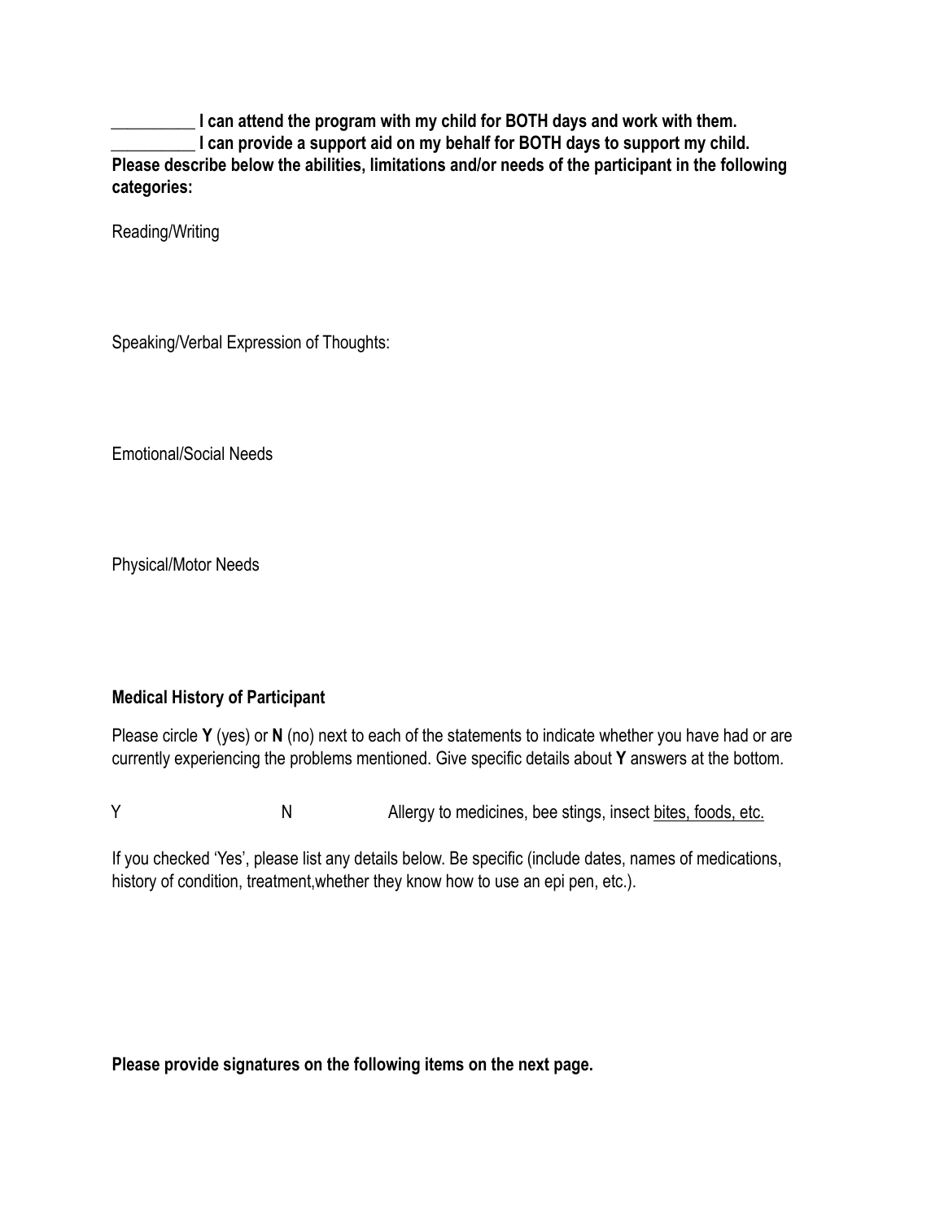__________ **I can attend the program with my child for BOTH days and work with them.**
__________ **I can provide a support aid on my behalf for BOTH days to support my child.**
**Please describe below the abilities, limitations and/or needs of the participant in the following categories:**

Reading/Writing

Speaking/Verbal Expression of Thoughts:

Emotional/Social Needs

Physical/Motor Needs

**Medical History of Participant**

Please circle **Y** (yes) or **N** (no) next to each of the statements to indicate whether you have had or are currently experiencing the problems mentioned. Give specific details about **Y** answers at the bottom.

Y N Allergy to medicines, bee stings, insect bites, foods, etc.

If you checked 'Yes', please list any details below. Be specific (include dates, names of medications, history of condition, treatment,whether they know how to use an epi pen, etc.).

**Please provide signatures on the following items on the next page.**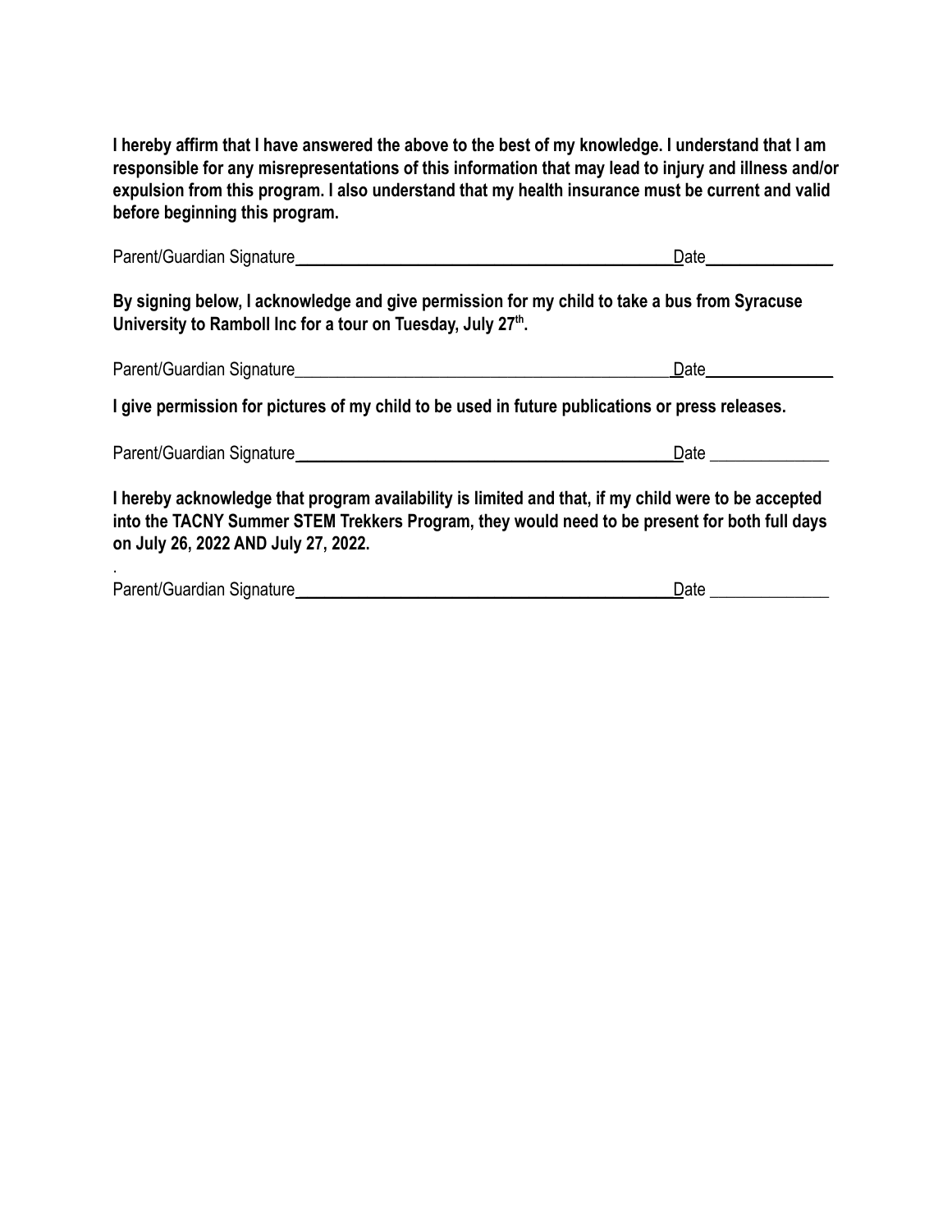**I hereby affirm that I have answered the above to the best of my knowledge. I understand that I am responsible for any misrepresentations of this information that may lead to injury and illness and/or expulsion from this program. I also understand that my health insurance must be current and valid before beginning this program.**

Parent/Guardian Signature_______________________________________________Date________________

**By signing below, I acknowledge and give permission for my child to take a bus from Syracuse University to Ramboll Inc for a tour on Tuesday, July 27th.**

Parent/Guardian Signature_______________________________________________Date________________

**I give permission for pictures of my child to be used in future publications or press releases.**

Parent/Guardian Signature_______________________________________________Date ______________

**I hereby acknowledge that program availability is limited and that, if my child were to be accepted into the TACNY Summer STEM Trekkers Program, they would need to be present for both full days on July 26, 2022 AND July 27, 2022.**

.

Parent/Guardian Signature_______________________________________________Date ______________